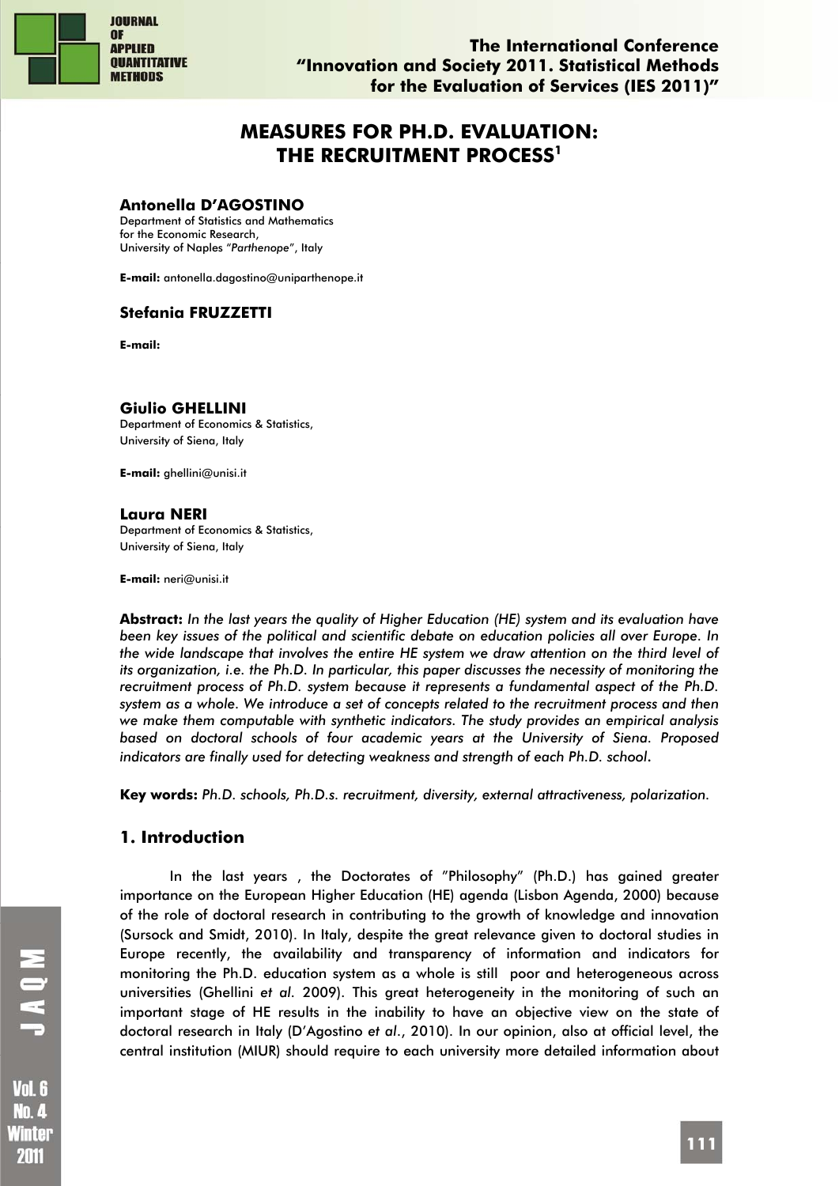# MEASURES FOR PH.D. EVALUATION: THE RECRUITMENT PROCESS[1]

**Antonella D'AGOSTINO**

Department of Statistics and Mathematics for the Economic Research, University of Naples "*Parthenope*", Italy

**E-mail:** antonella.dagostino@uniparthenope.it

**Stefania FRUZZETTI**

**E-mail:**

**Giulio GHELLINI**

Department of Economics & Statistics, University of Siena, Italy

**E-mail:** ghellini@unisi.it

**Laura NERI**

Department of Economics & Statistics, University of Siena, Italy

**E-mail:** neri@unisi.it

**Abstract:** *In the last years the quality of Higher Education (HE) system and its evaluation have been key issues of the political and scientific debate on education policies all over Europe. In the wide landscape that involves the entire HE system we draw attention on the third level of its organization, i.e. the Ph.D. In particular, this paper discusses the necessity of monitoring the recruitment process of Ph.D. system because it represents a fundamental aspect of the Ph.D. system as a whole. We introduce a set of concepts related to the recruitment process and then we make them computable with synthetic indicators. The study provides an empirical analysis based on doctoral schools of four academic years at the University of Siena. Proposed indicators are finally used for detecting weakness and strength of each Ph.D. school.*

**Key words:** *Ph.D. schools, Ph.D.s. recruitment, diversity, external attractiveness, polarization.*

## 1. Introduction

In the last years , the Doctorates of "Philosophy" (Ph.D.) has gained greater importance on the European Higher Education (HE) agenda (Lisbon Agenda, 2000) because of the role of doctoral research in contributing to the growth of knowledge and innovation (Sursock and Smidt, 2010). In Italy, despite the great relevance given to doctoral studies in Europe recently, the availability and transparency of information and indicators for monitoring the Ph.D. education system as a whole is still poor and heterogeneous across universities (Ghellini *et al.* 2009). This great heterogeneity in the monitoring of such an important stage of HE results in the inability to have an objective view on the state of doctoral research in Italy (D'Agostino *et al.*, 2010). In our opinion, also at official level, the central institution (MIUR) should require to each university more detailed information about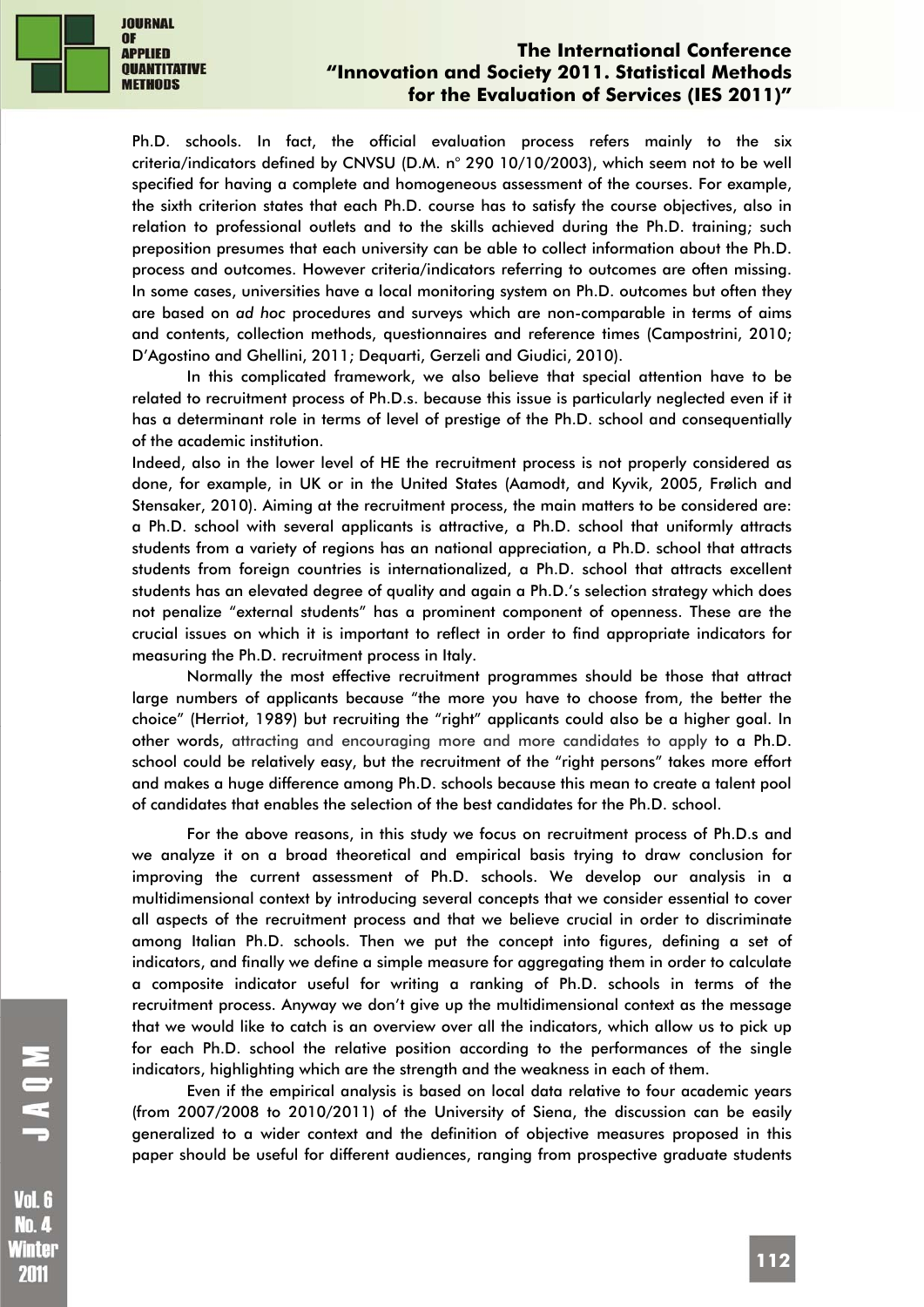Ph.D. schools. In fact, the official evaluation process refers mainly to the six criteria/indicators defined by CNVSU (D.M. n° 290 10/10/2003), which seem not to be well specified for having a complete and homogeneous assessment of the courses. For example, the sixth criterion states that each Ph.D. course has to satisfy the course objectives, also in relation to professional outlets and to the skills achieved during the Ph.D. training; such preposition presumes that each university can be able to collect information about the Ph.D. process and outcomes. However criteria/indicators referring to outcomes are often missing. In some cases, universities have a local monitoring system on Ph.D. outcomes but often they are based on *ad hoc* procedures and surveys which are non-comparable in terms of aims and contents, collection methods, questionnaires and reference times (Campostrini, 2010; D'Agostino and Ghellini, 2011; Dequarti, Gerzeli and Giudici, 2010).

In this complicated framework, we also believe that special attention have to be related to recruitment process of Ph.D.s. because this issue is particularly neglected even if it has a determinant role in terms of level of prestige of the Ph.D. school and consequentially of the academic institution.

Indeed, also in the lower level of HE the recruitment process is not properly considered as done, for example, in UK or in the United States (Aamodt, and Kyvik, 2005, Frølich and Stensaker, 2010). Aiming at the recruitment process, the main matters to be considered are: a Ph.D. school with several applicants is attractive, a Ph.D. school that uniformly attracts students from a variety of regions has an national appreciation, a Ph.D. school that attracts students from foreign countries is internationalized, a Ph.D. school that attracts excellent students has an elevated degree of quality and again a Ph.D.'s selection strategy which does not penalize "external students" has a prominent component of openness. These are the crucial issues on which it is important to reflect in order to find appropriate indicators for measuring the Ph.D. recruitment process in Italy.

Normally the most effective recruitment programmes should be those that attract large numbers of applicants because "the more you have to choose from, the better the choice" (Herriot, 1989) but recruiting the "right" applicants could also be a higher goal. In other words, attracting and encouraging more and more candidates to apply to a Ph.D. school could be relatively easy, but the recruitment of the "right persons" takes more effort and makes a huge difference among Ph.D. schools because this mean to create a talent pool of candidates that enables the selection of the best candidates for the Ph.D. school.

For the above reasons, in this study we focus on recruitment process of Ph.D.s and we analyze it on a broad theoretical and empirical basis trying to draw conclusion for improving the current assessment of Ph.D. schools. We develop our analysis in a multidimensional context by introducing several concepts that we consider essential to cover all aspects of the recruitment process and that we believe crucial in order to discriminate among Italian Ph.D. schools. Then we put the concept into figures, defining a set of indicators, and finally we define a simple measure for aggregating them in order to calculate a composite indicator useful for writing a ranking of Ph.D. schools in terms of the recruitment process. Anyway we don't give up the multidimensional context as the message that we would like to catch is an overview over all the indicators, which allow us to pick up for each Ph.D. school the relative position according to the performances of the single indicators, highlighting which are the strength and the weakness in each of them.

Even if the empirical analysis is based on local data relative to four academic years (from 2007/2008 to 2010/2011) of the University of Siena, the discussion can be easily generalized to a wider context and the definition of objective measures proposed in this paper should be useful for different audiences, ranging from prospective graduate students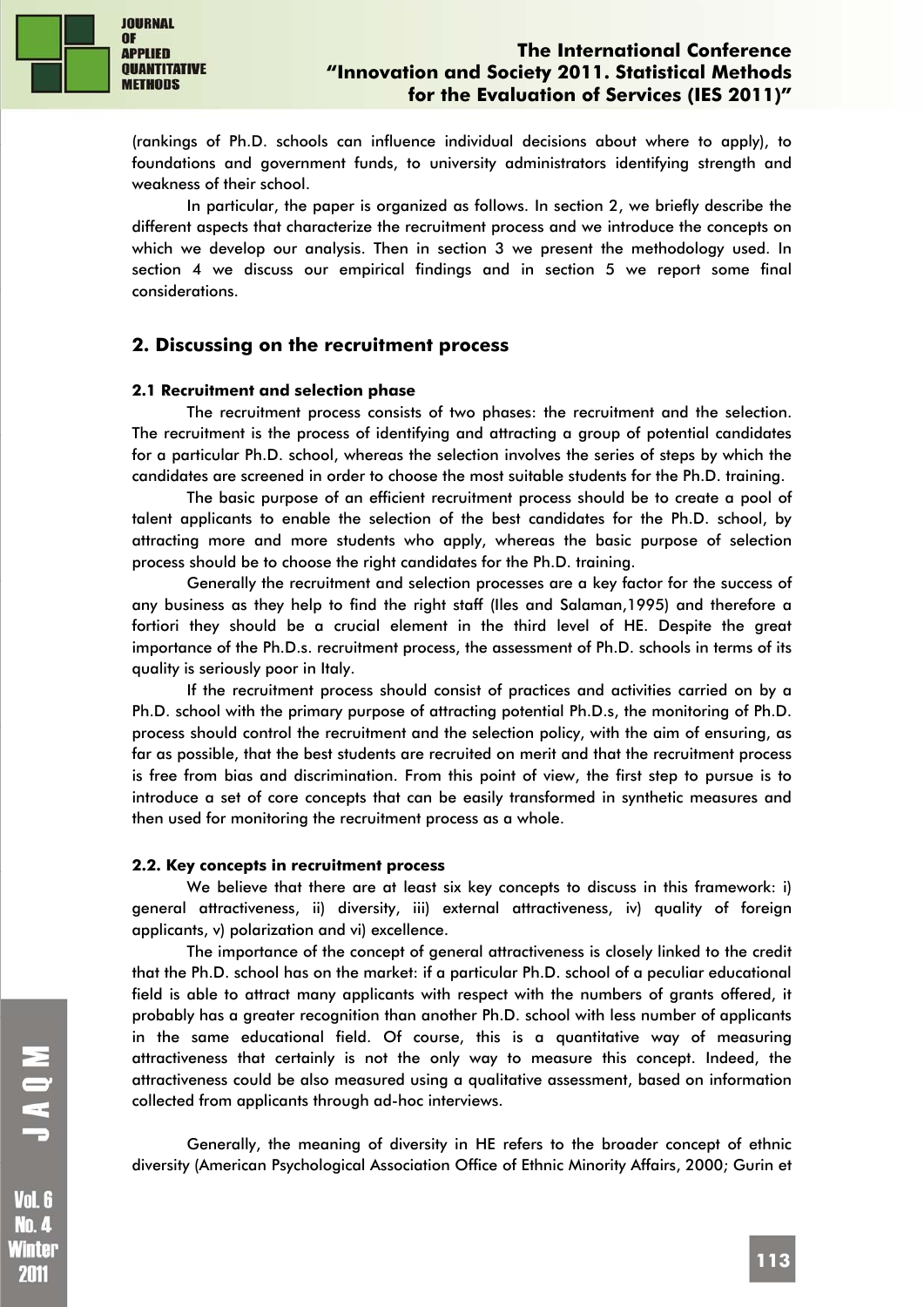(rankings of Ph.D. schools can influence individual decisions about where to apply), to foundations and government funds, to university administrators identifying strength and weakness of their school.

In particular, the paper is organized as follows. In section 2, we briefly describe the different aspects that characterize the recruitment process and we introduce the concepts on which we develop our analysis. Then in section 3 we present the methodology used. In section 4 we discuss our empirical findings and in section 5 we report some final considerations.

## 2. Discussing on the recruitment process

### 2.1 Recruitment and selection phase

The recruitment process consists of two phases: the recruitment and the selection. The recruitment is the process of identifying and attracting a group of potential candidates for a particular Ph.D. school, whereas the selection involves the series of steps by which the candidates are screened in order to choose the most suitable students for the Ph.D. training.

The basic purpose of an efficient recruitment process should be to create a pool of talent applicants to enable the selection of the best candidates for the Ph.D. school, by attracting more and more students who apply, whereas the basic purpose of selection process should be to choose the right candidates for the Ph.D. training.

Generally the recruitment and selection processes are a key factor for the success of any business as they help to find the right staff (Iles and Salaman,1995) and therefore a fortiori they should be a crucial element in the third level of HE. Despite the great importance of the Ph.D.s. recruitment process, the assessment of Ph.D. schools in terms of its quality is seriously poor in Italy.

If the recruitment process should consist of practices and activities carried on by a Ph.D. school with the primary purpose of attracting potential Ph.D.s, the monitoring of Ph.D. process should control the recruitment and the selection policy, with the aim of ensuring, as far as possible, that the best students are recruited on merit and that the recruitment process is free from bias and discrimination. From this point of view, the first step to pursue is to introduce a set of core concepts that can be easily transformed in synthetic measures and then used for monitoring the recruitment process as a whole.

### 2.2. Key concepts in recruitment process

We believe that there are at least six key concepts to discuss in this framework: i) general attractiveness, ii) diversity, iii) external attractiveness, iv) quality of foreign applicants, v) polarization and vi) excellence.

The importance of the concept of general attractiveness is closely linked to the credit that the Ph.D. school has on the market: if a particular Ph.D. school of a peculiar educational field is able to attract many applicants with respect with the numbers of grants offered, it probably has a greater recognition than another Ph.D. school with less number of applicants in the same educational field. Of course, this is a quantitative way of measuring attractiveness that certainly is not the only way to measure this concept. Indeed, the attractiveness could be also measured using a qualitative assessment, based on information collected from applicants through ad-hoc interviews.

Generally, the meaning of diversity in HE refers to the broader concept of ethnic diversity (American Psychological Association Office of Ethnic Minority Affairs, 2000; Gurin et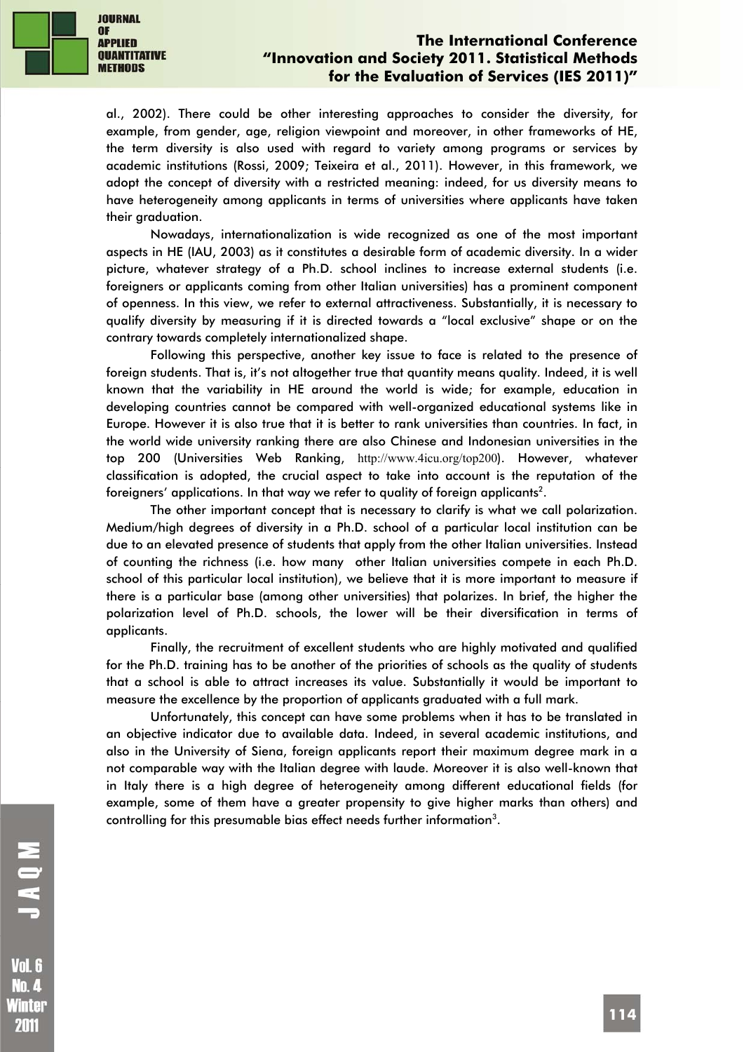al., 2002). There could be other interesting approaches to consider the diversity, for example, from gender, age, religion viewpoint and moreover, in other frameworks of HE, the term diversity is also used with regard to variety among programs or services by academic institutions (Rossi, 2009; Teixeira et al., 2011). However, in this framework, we adopt the concept of diversity with a restricted meaning: indeed, for us diversity means to have heterogeneity among applicants in terms of universities where applicants have taken their graduation.

Nowadays, internationalization is wide recognized as one of the most important aspects in HE (IAU, 2003) as it constitutes a desirable form of academic diversity. In a wider picture, whatever strategy of a Ph.D. school inclines to increase external students (i.e. foreigners or applicants coming from other Italian universities) has a prominent component of openness. In this view, we refer to external attractiveness. Substantially, it is necessary to qualify diversity by measuring if it is directed towards a "local exclusive" shape or on the contrary towards completely internationalized shape.

Following this perspective, another key issue to face is related to the presence of foreign students. That is, it's not altogether true that quantity means quality. Indeed, it is well known that the variability in HE around the world is wide; for example, education in developing countries cannot be compared with well-organized educational systems like in Europe. However it is also true that it is better to rank universities than countries. In fact, in the world wide university ranking there are also Chinese and Indonesian universities in the top 200 (Universities Web Ranking, http://www.4icu.org/top200). However, whatever classification is adopted, the crucial aspect to take into account is the reputation of the foreigners' applications. In that way we refer to quality of foreign applicants[2].

The other important concept that is necessary to clarify is what we call polarization. Medium/high degrees of diversity in a Ph.D. school of a particular local institution can be due to an elevated presence of students that apply from the other Italian universities. Instead of counting the richness (i.e. how many other Italian universities compete in each Ph.D. school of this particular local institution), we believe that it is more important to measure if there is a particular base (among other universities) that polarizes. In brief, the higher the polarization level of Ph.D. schools, the lower will be their diversification in terms of applicants.

Finally, the recruitment of excellent students who are highly motivated and qualified for the Ph.D. training has to be another of the priorities of schools as the quality of students that a school is able to attract increases its value. Substantially it would be important to measure the excellence by the proportion of applicants graduated with a full mark.

Unfortunately, this concept can have some problems when it has to be translated in an objective indicator due to available data. Indeed, in several academic institutions, and also in the University of Siena, foreign applicants report their maximum degree mark in a not comparable way with the Italian degree with laude. Moreover it is also well-known that in Italy there is a high degree of heterogeneity among different educational fields (for example, some of them have a greater propensity to give higher marks than others) and controlling for this presumable bias effect needs further information[3].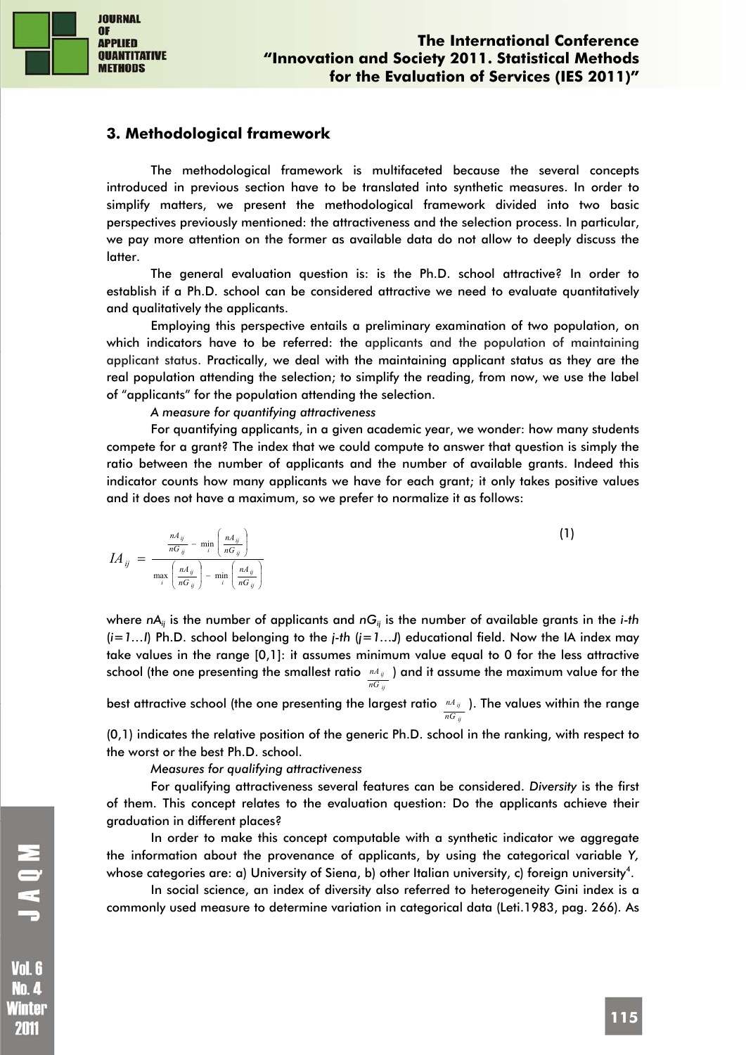## 3. Methodological framework

The methodological framework is multifaceted because the several concepts introduced in previous section have to be translated into synthetic measures. In order to simplify matters, we present the methodological framework divided into two basic perspectives previously mentioned: the attractiveness and the selection process. In particular, we pay more attention on the former as available data do not allow to deeply discuss the latter.

The general evaluation question is: is the Ph.D. school attractive? In order to establish if a Ph.D. school can be considered attractive we need to evaluate quantitatively and qualitatively the applicants.

Employing this perspective entails a preliminary examination of two population, on which indicators have to be referred: the applicants and the population of maintaining applicant status. Practically, we deal with the maintaining applicant status as they are the real population attending the selection; to simplify the reading, from now, we use the label of "applicants" for the population attending the selection.

*A measure for quantifying attractiveness*

For quantifying applicants, in a given academic year, we wonder: how many students compete for a grant? The index that we could compute to answer that question is simply the ratio between the number of applicants and the number of available grants. Indeed this indicator counts how many applicants we have for each grant; it only takes positive values and it does not have a maximum, so we prefer to normalize it as follows:

$$IA_{ij} = \frac{\frac{nA_{ij}}{nG_{ij}} - \min_i \left( \frac{nA_{ij}}{nG_{ij}} \right)}{\max_i \left( \frac{nA_{ij}}{nG_{ij}} \right) - \min_i \left( \frac{nA_{ij}}{nG_{ij}} \right)} \quad (1)$$

where $nA_{ij}$ is the number of applicants and $nG_{ij}$ is the number of available grants in the *i-th* ($i=1\dots I$) Ph.D. school belonging to the *j-th* ($j=1\dots J$) educational field. Now the IA index may take values in the range [0,1]: it assumes minimum value equal to 0 for the less attractive school (the one presenting the smallest ratio $\frac{nA_{ij}}{nG_{ij}}$) and it assume the maximum value for the best attractive school (the one presenting the largest ratio $\frac{nA_{ij}}{nG_{ij}}$). The values within the range (0,1) indicates the relative position of the generic Ph.D. school in the ranking, with respect to the worst or the best Ph.D. school.

*Measures for qualifying attractiveness*

For qualifying attractiveness several features can be considered. *Diversity* is the first of them. This concept relates to the evaluation question: Do the applicants achieve their graduation in different places?

In order to make this concept computable with a synthetic indicator we aggregate the information about the provenance of applicants, by using the categorical variable *Y,* whose categories are: a) University of Siena, b) other Italian university, c) foreign university[4].

In social science, an index of diversity also referred to heterogeneity Gini index is a commonly used measure to determine variation in categorical data (Leti.1983, pag. 266). As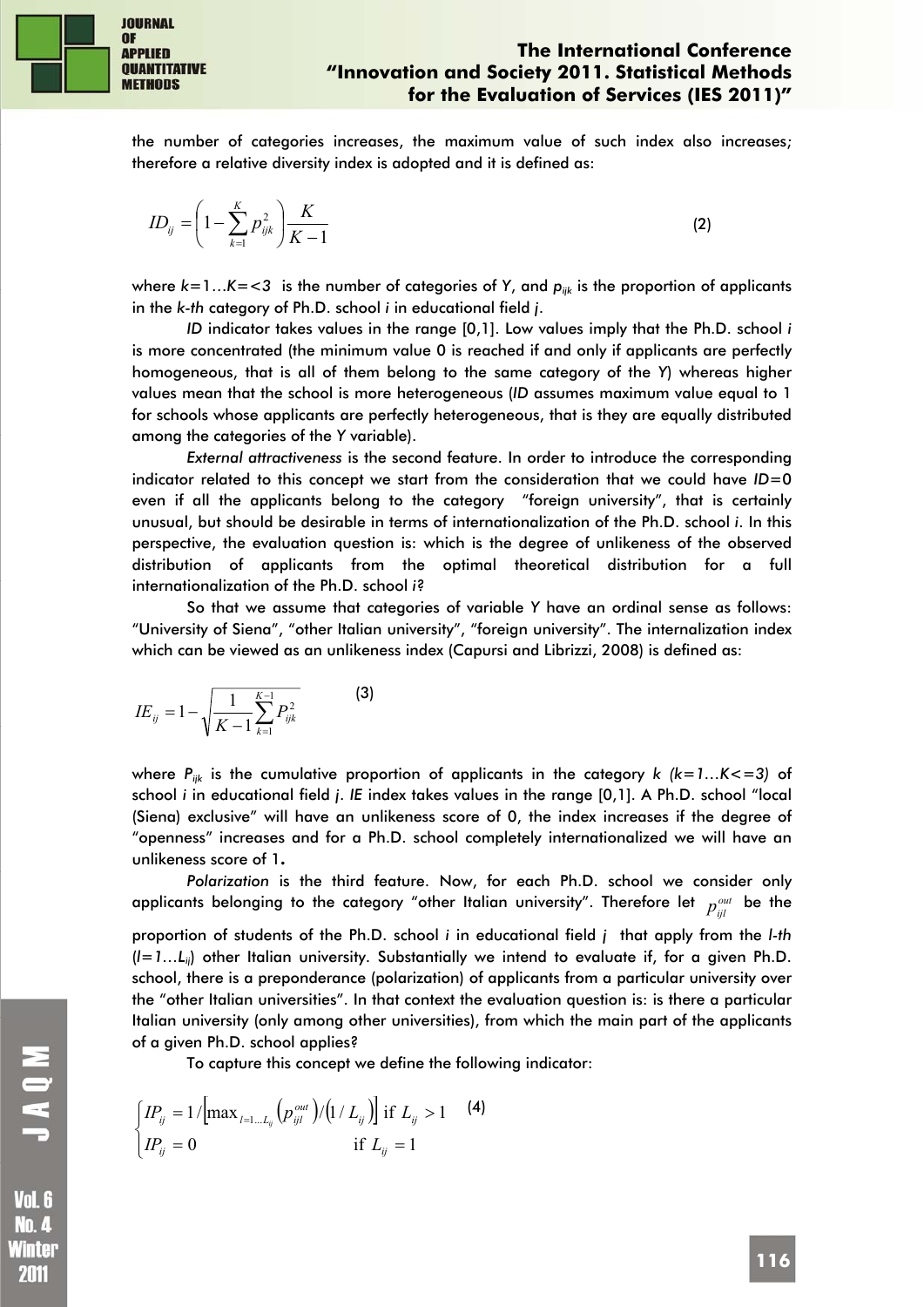the number of categories increases, the maximum value of such index also increases; therefore a relative diversity index is adopted and it is defined as:

$$ID_{ij} = \left(1 - \sum_{k=1}^{K} p_{ijk}^2\right)\frac{K}{K-1} \qquad (2)$$

where $k=1...K=<3$ is the number of categories of $Y$, and $p_{ijk}$ is the proportion of applicants in the *k-th* category of Ph.D. school *i* in educational field *j*.

*ID* indicator takes values in the range [0,1]. Low values imply that the Ph.D. school *i* is more concentrated (the minimum value 0 is reached if and only if applicants are perfectly homogeneous, that is all of them belong to the same category of the *Y*) whereas higher values mean that the school is more heterogeneous (*ID* assumes maximum value equal to 1 for schools whose applicants are perfectly heterogeneous, that is they are equally distributed among the categories of the *Y* variable).

*External attractiveness* is the second feature. In order to introduce the corresponding indicator related to this concept we start from the consideration that we could have $ID=0$ even if all the applicants belong to the category "foreign university", that is certainly unusual, but should be desirable in terms of internationalization of the Ph.D. school *i*. In this perspective, the evaluation question is: which is the degree of unlikeness of the observed distribution of applicants from the optimal theoretical distribution for a full internationalization of the Ph.D. school *i*?

So that we assume that categories of variable *Y* have an ordinal sense as follows: "University of Siena", "other Italian university", "foreign university". The internalization index which can be viewed as an unlikeness index (Capursi and Librizzi, 2008) is defined as:

$$IE_{ij} = 1 - \sqrt{\frac{1}{K-1}\sum_{k=1}^{K-1} P_{ijk}^2} \qquad (3)$$

where $P_{ijk}$ is the cumulative proportion of applicants in the category *k* $(k=1...K<=3)$ of school *i* in educational field *j*. *IE* index takes values in the range [0,1]. A Ph.D. school "local (Siena) exclusive" will have an unlikeness score of 0, the index increases if the degree of "openness" increases and for a Ph.D. school completely internationalized we will have an unlikeness score of 1**.**

*Polarization* is the third feature. Now, for each Ph.D. school we consider only applicants belonging to the category "other Italian university". Therefore let $p_{ijl}^{out}$ be the proportion of students of the Ph.D. school *i* in educational field *j* that apply from the *l-th* $(l=1...L_{ij})$ other Italian university. Substantially we intend to evaluate if, for a given Ph.D. school, there is a preponderance (polarization) of applicants from a particular university over the "other Italian universities". In that context the evaluation question is: is there a particular Italian university (only among other universities), from which the main part of the applicants of a given Ph.D. school applies?

To capture this concept we define the following indicator:

$$\begin{cases} IP_{ij} = 1/\left[\max_{l=1...L_{ij}}\left(p_{ijl}^{out}\right)/\left(1/L_{ij}\right)\right] & \text{if } L_{ij} > 1 \\ IP_{ij} = 0 & \text{if } L_{ij} = 1 \end{cases} \qquad (4)$$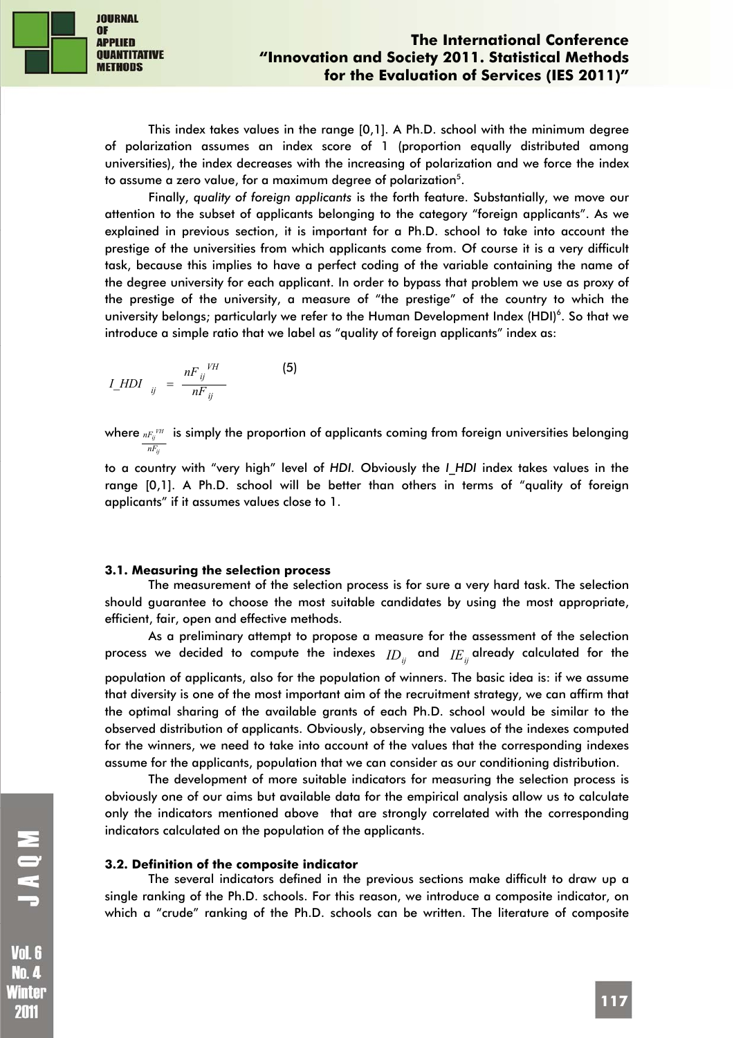This index takes values in the range [0,1]. A Ph.D. school with the minimum degree of polarization assumes an index score of 1 (proportion equally distributed among universities), the index decreases with the increasing of polarization and we force the index to assume a zero value, for a maximum degree of polarization[5].

Finally, *quality of foreign applicants* is the forth feature. Substantially, we move our attention to the subset of applicants belonging to the category "foreign applicants". As we explained in previous section, it is important for a Ph.D. school to take into account the prestige of the universities from which applicants come from. Of course it is a very difficult task, because this implies to have a perfect coding of the variable containing the name of the degree university for each applicant. In order to bypass that problem we use as proxy of the prestige of the university, a measure of "the prestige" of the country to which the university belongs; particularly we refer to the Human Development Index (HDI)[6]. So that we introduce a simple ratio that we label as "quality of foreign applicants" index as:

$$I\_HDI_{ij} = \frac{nF_{ij}^{VH}}{nF_{ij}} \quad (5)$$

where $\frac{nF_{ij}^{VH}}{nF_{ij}}$ is simply the proportion of applicants coming from foreign universities belonging to a country with "very high" level of *HDI*. Obviously the *I_HDI* index takes values in the range [0,1]. A Ph.D. school will be better than others in terms of "quality of foreign applicants" if it assumes values close to 1.

### 3.1. Measuring the selection process

The measurement of the selection process is for sure a very hard task. The selection should guarantee to choose the most suitable candidates by using the most appropriate, efficient, fair, open and effective methods.

As a preliminary attempt to propose a measure for the assessment of the selection process we decided to compute the indexes $ID_{ij}$ and $IE_{ij}$ already calculated for the population of applicants, also for the population of winners. The basic idea is: if we assume that diversity is one of the most important aim of the recruitment strategy, we can affirm that the optimal sharing of the available grants of each Ph.D. school would be similar to the observed distribution of applicants. Obviously, observing the values of the indexes computed for the winners, we need to take into account of the values that the corresponding indexes assume for the applicants, population that we can consider as our conditioning distribution.

The development of more suitable indicators for measuring the selection process is obviously one of our aims but available data for the empirical analysis allow us to calculate only the indicators mentioned above that are strongly correlated with the corresponding indicators calculated on the population of the applicants.

### 3.2. Definition of the composite indicator

The several indicators defined in the previous sections make difficult to draw up a single ranking of the Ph.D. schools. For this reason, we introduce a composite indicator, on which a "crude" ranking of the Ph.D. schools can be written. The literature of composite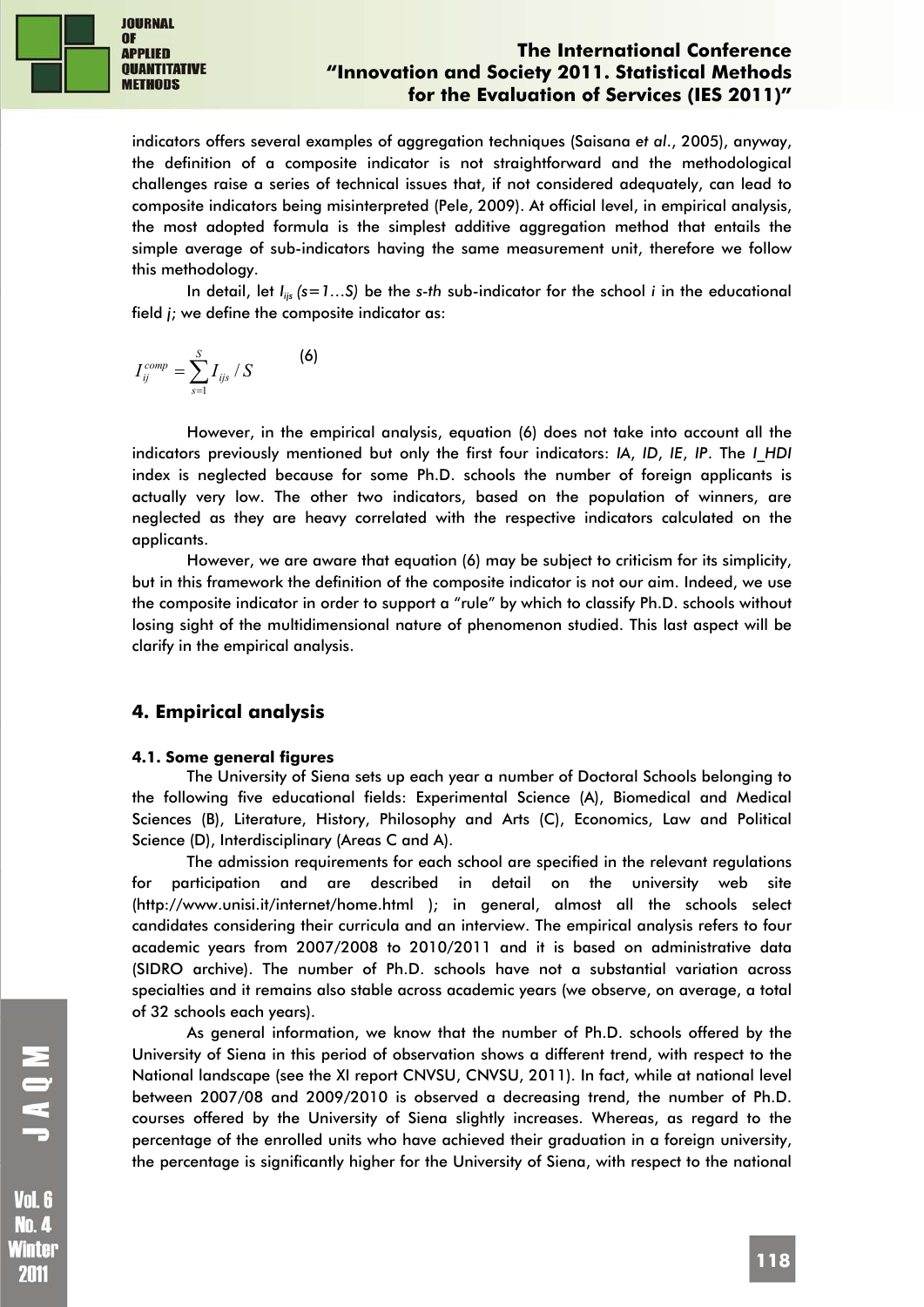indicators offers several examples of aggregation techniques (Saisana *et al*., 2005), anyway, the definition of a composite indicator is not straightforward and the methodological challenges raise a series of technical issues that, if not considered adequately, can lead to composite indicators being misinterpreted (Pele, 2009). At official level, in empirical analysis, the most adopted formula is the simplest additive aggregation method that entails the simple average of sub-indicators having the same measurement unit, therefore we follow this methodology.

In detail, let $I_{ijs}$ $(s=1 \ldots S)$ be the *s-th* sub-indicator for the school *i* in the educational field *j*; we define the composite indicator as:

$$I_{ij}^{comp} = \sum_{s=1}^{S} I_{ijs} / S \qquad (6)$$

However, in the empirical analysis, equation (6) does not take into account all the indicators previously mentioned but only the first four indicators: *IA*, *ID*, *IE*, *IP*. The *I_HDI* index is neglected because for some Ph.D. schools the number of foreign applicants is actually very low. The other two indicators, based on the population of winners, are neglected as they are heavy correlated with the respective indicators calculated on the applicants.

However, we are aware that equation (6) may be subject to criticism for its simplicity, but in this framework the definition of the composite indicator is not our aim. Indeed, we use the composite indicator in order to support a "rule" by which to classify Ph.D. schools without losing sight of the multidimensional nature of phenomenon studied. This last aspect will be clarify in the empirical analysis.

## 4. Empirical analysis

### 4.1. Some general figures

The University of Siena sets up each year a number of Doctoral Schools belonging to the following five educational fields: Experimental Science (A), Biomedical and Medical Sciences (B), Literature, History, Philosophy and Arts (C), Economics, Law and Political Science (D), Interdisciplinary (Areas C and A).

The admission requirements for each school are specified in the relevant regulations for participation and are described in detail on the university web site (http://www.unisi.it/internet/home.html ); in general, almost all the schools select candidates considering their curricula and an interview. The empirical analysis refers to four academic years from 2007/2008 to 2010/2011 and it is based on administrative data (SIDRO archive). The number of Ph.D. schools have not a substantial variation across specialties and it remains also stable across academic years (we observe, on average, a total of 32 schools each years).

As general information, we know that the number of Ph.D. schools offered by the University of Siena in this period of observation shows a different trend, with respect to the National landscape (see the XI report CNVSU, CNVSU, 2011). In fact, while at national level between 2007/08 and 2009/2010 is observed a decreasing trend, the number of Ph.D. courses offered by the University of Siena slightly increases. Whereas, as regard to the percentage of the enrolled units who have achieved their graduation in a foreign university, the percentage is significantly higher for the University of Siena, with respect to the national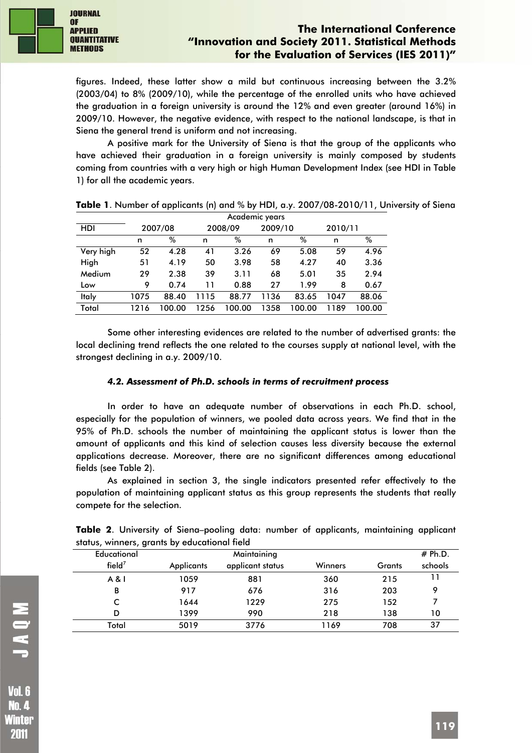figures. Indeed, these latter show a mild but continuous increasing between the 3.2% (2003/04) to 8% (2009/10), while the percentage of the enrolled units who have achieved the graduation in a foreign university is around the 12% and even greater (around 16%) in 2009/10. However, the negative evidence, with respect to the national landscape, is that in Siena the general trend is uniform and not increasing.

A positive mark for the University of Siena is that the group of the applicants who have achieved their graduation in a foreign university is mainly composed by students coming from countries with a very high or high Human Development Index (see HDI in Table 1) for all the academic years.

**Table 1**. Number of applicants (n) and % by HDI, a.y. 2007/08-2010/11, University of Siena

| HDI | Academic years | | | | | | | |
|---|---|---|---|---|---|---|---|---|
| | 2007/08 | | 2008/09 | | 2009/10 | | 2010/11 | |
| | n | % | n | % | n | % | n | % |
| Very high | 52 | 4.28 | 41 | 3.26 | 69 | 5.08 | 59 | 4.96 |
| High | 51 | 4.19 | 50 | 3.98 | 58 | 4.27 | 40 | 3.36 |
| Medium | 29 | 2.38 | 39 | 3.11 | 68 | 5.01 | 35 | 2.94 |
| Low | 9 | 0.74 | 11 | 0.88 | 27 | 1.99 | 8 | 0.67 |
| Italy | 1075 | 88.40 | 1115 | 88.77 | 1136 | 83.65 | 1047 | 88.06 |
| Total | 1216 | 100.00 | 1256 | 100.00 | 1358 | 100.00 | 1189 | 100.00 |

Some other interesting evidences are related to the number of advertised grants: the local declining trend reflects the one related to the courses supply at national level, with the strongest declining in a.y. 2009/10.

#### *4.2. Assessment of Ph.D. schools in terms of recruitment process*

In order to have an adequate number of observations in each Ph.D. school, especially for the population of winners, we pooled data across years. We find that in the 95% of Ph.D. schools the number of maintaining the applicant status is lower than the amount of applicants and this kind of selection causes less diversity because the external applications decrease. Moreover, there are no significant differences among educational fields (see Table 2).

As explained in section 3, the single indicators presented refer effectively to the population of maintaining applicant status as this group represents the students that really compete for the selection.

**Table 2**. University of Siena–pooling data: number of applicants, maintaining applicant status, winners, grants by educational field

| Educational field[7] | Applicants | Maintaining applicant status | Winners | Grants | # Ph.D. schools |
|---|---|---|---|---|---|
| A & I | 1059 | 881 | 360 | 215 | 11 |
| B | 917 | 676 | 316 | 203 | 9 |
| C | 1644 | 1229 | 275 | 152 | 7 |
| D | 1399 | 990 | 218 | 138 | 10 |
| Total | 5019 | 3776 | 1169 | 708 | 37 |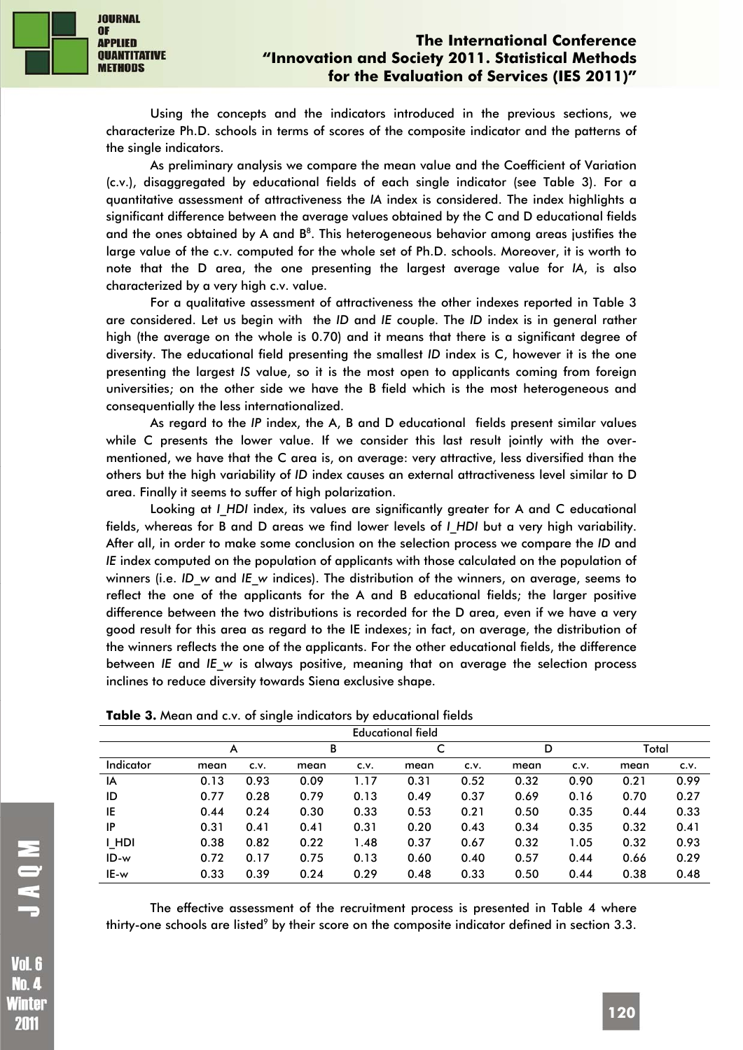Using the concepts and the indicators introduced in the previous sections, we characterize Ph.D. schools in terms of scores of the composite indicator and the patterns of the single indicators.

As preliminary analysis we compare the mean value and the Coefficient of Variation (c.v.), disaggregated by educational fields of each single indicator (see Table 3). For a quantitative assessment of attractiveness the *IA* index is considered. The index highlights a significant difference between the average values obtained by the C and D educational fields and the ones obtained by A and B[8]. This heterogeneous behavior among areas justifies the large value of the c.v. computed for the whole set of Ph.D. schools. Moreover, it is worth to note that the D area, the one presenting the largest average value for *IA*, is also characterized by a very high c.v. value.

For a qualitative assessment of attractiveness the other indexes reported in Table 3 are considered. Let us begin with the *ID* and *IE* couple. The *ID* index is in general rather high (the average on the whole is 0.70) and it means that there is a significant degree of diversity. The educational field presenting the smallest *ID* index is C, however it is the one presenting the largest *IS* value, so it is the most open to applicants coming from foreign universities; on the other side we have the B field which is the most heterogeneous and consequentially the less internationalized.

As regard to the *IP* index, the A, B and D educational fields present similar values while C presents the lower value. If we consider this last result jointly with the over-mentioned, we have that the C area is, on average: very attractive, less diversified than the others but the high variability of *ID* index causes an external attractiveness level similar to D area. Finally it seems to suffer of high polarization.

Looking at *I_HDI* index, its values are significantly greater for A and C educational fields, whereas for B and D areas we find lower levels of *I_HDI* but a very high variability. After all, in order to make some conclusion on the selection process we compare the *ID* and *IE* index computed on the population of applicants with those calculated on the population of winners (i.e. *ID_w* and *IE_w* indices). The distribution of the winners, on average, seems to reflect the one of the applicants for the A and B educational fields; the larger positive difference between the two distributions is recorded for the D area, even if we have a very good result for this area as regard to the IE indexes; in fact, on average, the distribution of the winners reflects the one of the applicants. For the other educational fields, the difference between *IE* and *IE_w* is always positive, meaning that on average the selection process inclines to reduce diversity towards Siena exclusive shape.

**Table 3.** Mean and c.v. of single indicators by educational fields

| | Educational field | | | | | | | | | |
|---|---|---|---|---|---|---|---|---|---|---|
| | A | | B | | C | | D | | Total | |
| Indicator | mean | c.v. | mean | c.v. | mean | c.v. | mean | c.v. | mean | c.v. |
| IA | 0.13 | 0.93 | 0.09 | 1.17 | 0.31 | 0.52 | 0.32 | 0.90 | 0.21 | 0.99 |
| ID | 0.77 | 0.28 | 0.79 | 0.13 | 0.49 | 0.37 | 0.69 | 0.16 | 0.70 | 0.27 |
| IE | 0.44 | 0.24 | 0.30 | 0.33 | 0.53 | 0.21 | 0.50 | 0.35 | 0.44 | 0.33 |
| IP | 0.31 | 0.41 | 0.41 | 0.31 | 0.20 | 0.43 | 0.34 | 0.35 | 0.32 | 0.41 |
| I_HDI | 0.38 | 0.82 | 0.22 | 1.48 | 0.37 | 0.67 | 0.32 | 1.05 | 0.32 | 0.93 |
| ID-w | 0.72 | 0.17 | 0.75 | 0.13 | 0.60 | 0.40 | 0.57 | 0.44 | 0.66 | 0.29 |
| IE-w | 0.33 | 0.39 | 0.24 | 0.29 | 0.48 | 0.33 | 0.50 | 0.44 | 0.38 | 0.48 |

The effective assessment of the recruitment process is presented in Table 4 where thirty-one schools are listed[9] by their score on the composite indicator defined in section 3.3.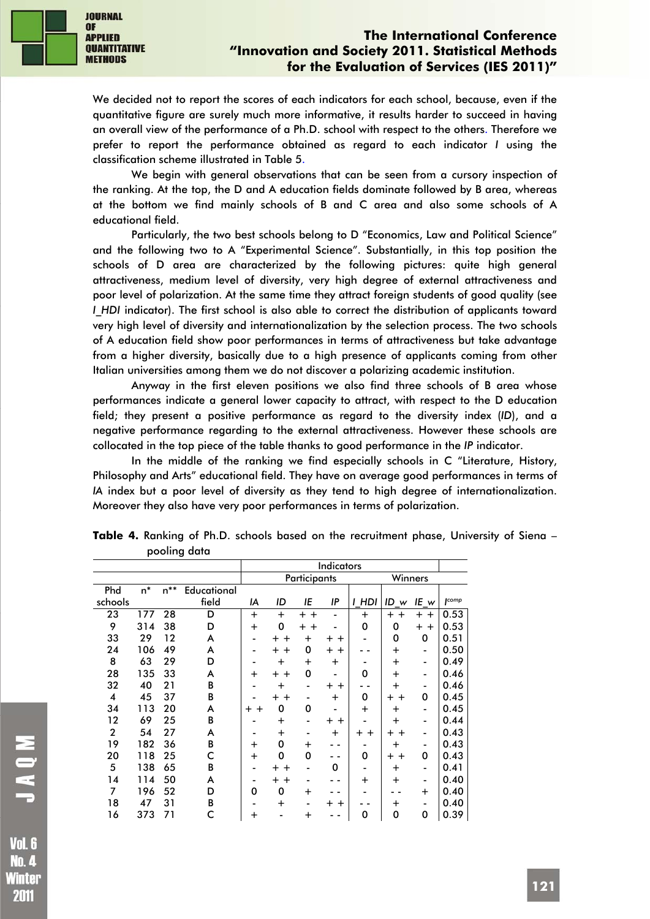We decided not to report the scores of each indicators for each school, because, even if the quantitative figure are surely much more informative, it results harder to succeed in having an overall view of the performance of a Ph.D. school with respect to the others. Therefore we prefer to report the performance obtained as regard to each indicator *I* using the classification scheme illustrated in Table 5.

We begin with general observations that can be seen from a cursory inspection of the ranking. At the top, the D and A education fields dominate followed by B area, whereas at the bottom we find mainly schools of B and C area and also some schools of A educational field.

Particularly, the two best schools belong to D "Economics, Law and Political Science" and the following two to A "Experimental Science". Substantially, in this top position the schools of D area are characterized by the following pictures: quite high general attractiveness, medium level of diversity, very high degree of external attractiveness and poor level of polarization. At the same time they attract foreign students of good quality (see *I_HDI* indicator). The first school is also able to correct the distribution of applicants toward very high level of diversity and internationalization by the selection process. The two schools of A education field show poor performances in terms of attractiveness but take advantage from a higher diversity, basically due to a high presence of applicants coming from other Italian universities among them we do not discover a polarizing academic institution.

Anyway in the first eleven positions we also find three schools of B area whose performances indicate a general lower capacity to attract, with respect to the D education field; they present a positive performance as regard to the diversity index (*ID*), and a negative performance regarding to the external attractiveness. However these schools are collocated in the top piece of the table thanks to good performance in the *IP* indicator.

In the middle of the ranking we find especially schools in C "Literature, History, Philosophy and Arts" educational field. They have on average good performances in terms of *IA* index but a poor level of diversity as they tend to high degree of internationalization. Moreover they also have very poor performances in terms of polarization.

**Table 4.** Ranking of Ph.D. schools based on the recruitment phase, University of Siena – pooling data

| | | | | Indicators | | | | | | | |
|---|---|---|---|---|---|---|---|---|---|---|---|
| | | | | Participants | | | | Winners | | | |
| Phd schools | n* | n** | Educational field | IA | ID | IE | IP | I_HDI | ID_w | IE_w | $I^{comp}$ |
| 23 | 177 | 28 | D | + | + | + + | - | + | + + | + + | 0.53 |
| 9 | 314 | 38 | D | + | 0 | + + | - | 0 | 0 | + + | 0.53 |
| 33 | 29 | 12 | A | - | + + | + | + + | - | 0 | 0 | 0.51 |
| 24 | 106 | 49 | A | - | + + | 0 | + + | - - | + | - | 0.50 |
| 8 | 63 | 29 | D | - | + | + | + | - | + | - | 0.49 |
| 28 | 135 | 33 | A | + | + + | 0 | - | 0 | + | - | 0.46 |
| 32 | 40 | 21 | B | - | + | - | + + | - - | + | - | 0.46 |
| 4 | 45 | 37 | B | - | + + | - | + | 0 | + + | 0 | 0.45 |
| 34 | 113 | 20 | A | + + | 0 | 0 | - | + | + | - | 0.45 |
| 12 | 69 | 25 | B | - | + | - | + + | - | + | - | 0.44 |
| 2 | 54 | 27 | A | - | + | - | + | + + | + + | - | 0.43 |
| 19 | 182 | 36 | B | + | 0 | + | - - | - | + | - | 0.43 |
| 20 | 118 | 25 | C | + | 0 | 0 | - - | 0 | + + | 0 | 0.43 |
| 5 | 138 | 65 | B | - | + + | - | 0 | - | + | - | 0.41 |
| 14 | 114 | 50 | A | - | + + | - | - - | + | + | - | 0.40 |
| 7 | 196 | 52 | D | 0 | 0 | + | - - | - | - - | + | 0.40 |
| 18 | 47 | 31 | B | - | + | - | + + | - - | + | - | 0.40 |
| 16 | 373 | 71 | C | + | - | + | - - | 0 | 0 | 0 | 0.39 |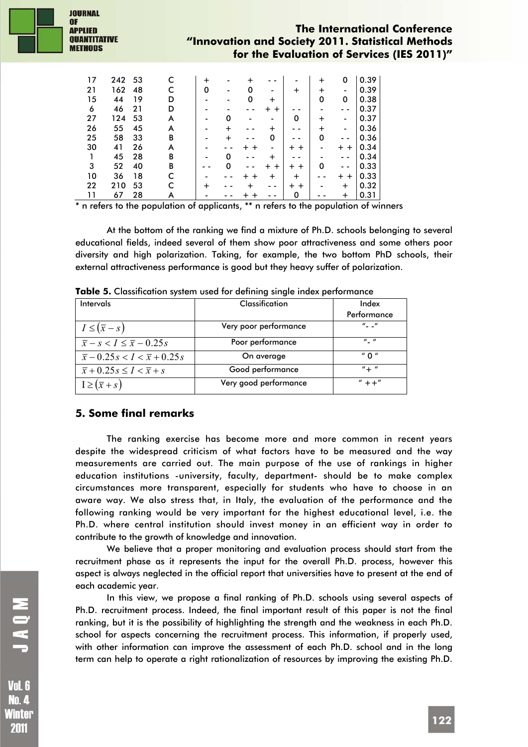| | | | | | | | | | | | |
|---|---|---|---|---|---|---|---|---|---|---|---|
| 17 | 242 | 53 | C | + | - | + | - - | - | + | 0 | 0.39 |
| 21 | 162 | 48 | C | 0 | - | 0 | - | + | + | - | 0.39 |
| 15 | 44 | 19 | D | - | - | 0 | + | | 0 | 0 | 0.38 |
| 6 | 46 | 21 | D | - | - | - - | + + | - - | - | - - | 0.37 |
| 27 | 124 | 53 | A | - | 0 | - | - | 0 | + | - | 0.37 |
| 26 | 55 | 45 | A | - | + | - - | + | - - | + | - | 0.36 |
| 25 | 58 | 33 | B | - | + | - - | 0 | - - | 0 | - - | 0.36 |
| 30 | 41 | 26 | A | - | - - | + + | - | + + | - | + + | 0.34 |
| 1 | 45 | 28 | B | - | 0 | - - | + | - - | - | - - | 0.34 |
| 3 | 52 | 40 | B | - - | 0 | - - | + + | + + | 0 | - - | 0.33 |
| 10 | 36 | 18 | C | - | - - | + + | + | + | - - | + + | 0.33 |
| 22 | 210 | 53 | C | + | - - | + | - - | + + | - | + | 0.32 |
| 11 | 67 | 28 | A | - | - - | + + | - - | 0 | - - | + | 0.31 |

\* n refers to the population of applicants, \*\* n refers to the population of winners

At the bottom of the ranking we find a mixture of Ph.D. schools belonging to several educational fields, indeed several of them show poor attractiveness and some others poor diversity and high polarization. Taking, for example, the two bottom PhD schools, their external attractiveness performance is good but they heavy suffer of polarization.

**Table 5.** Classification system used for defining single index performance

| Intervals | Classification | Index Performance |
|---|---|---|
| $I \le (\bar{x} - s)$ | Very poor performance | "- -" |
| $\bar{x} - s < I \le \bar{x} - 0.25s$ | Poor performance | "- " |
| $\bar{x} - 0.25s < I < \bar{x} + 0.25s$ | On average | " 0 " |
| $\bar{x} + 0.25s \le I < \bar{x} + s$ | Good performance | "+ " |
| $I \ge (\bar{x} + s)$ | Very good performance | " ++" |

## 5. Some final remarks

The ranking exercise has become more and more common in recent years despite the widespread criticism of what factors have to be measured and the way measurements are carried out. The main purpose of the use of rankings in higher education institutions -university, faculty, department- should be to make complex circumstances more transparent, especially for students who have to choose in an aware way. We also stress that, in Italy, the evaluation of the performance and the following ranking would be very important for the highest educational level, i.e. the Ph.D. where central institution should invest money in an efficient way in order to contribute to the growth of knowledge and innovation.

We believe that a proper monitoring and evaluation process should start from the recruitment phase as it represents the input for the overall Ph.D. process, however this aspect is always neglected in the official report that universities have to present at the end of each academic year.

In this view, we propose a final ranking of Ph.D. schools using several aspects of Ph.D. recruitment process. Indeed, the final important result of this paper is not the final ranking, but it is the possibility of highlighting the strength and the weakness in each Ph.D. school for aspects concerning the recruitment process. This information, if properly used, with other information can improve the assessment of each Ph.D. school and in the long term can help to operate a right rationalization of resources by improving the existing Ph.D.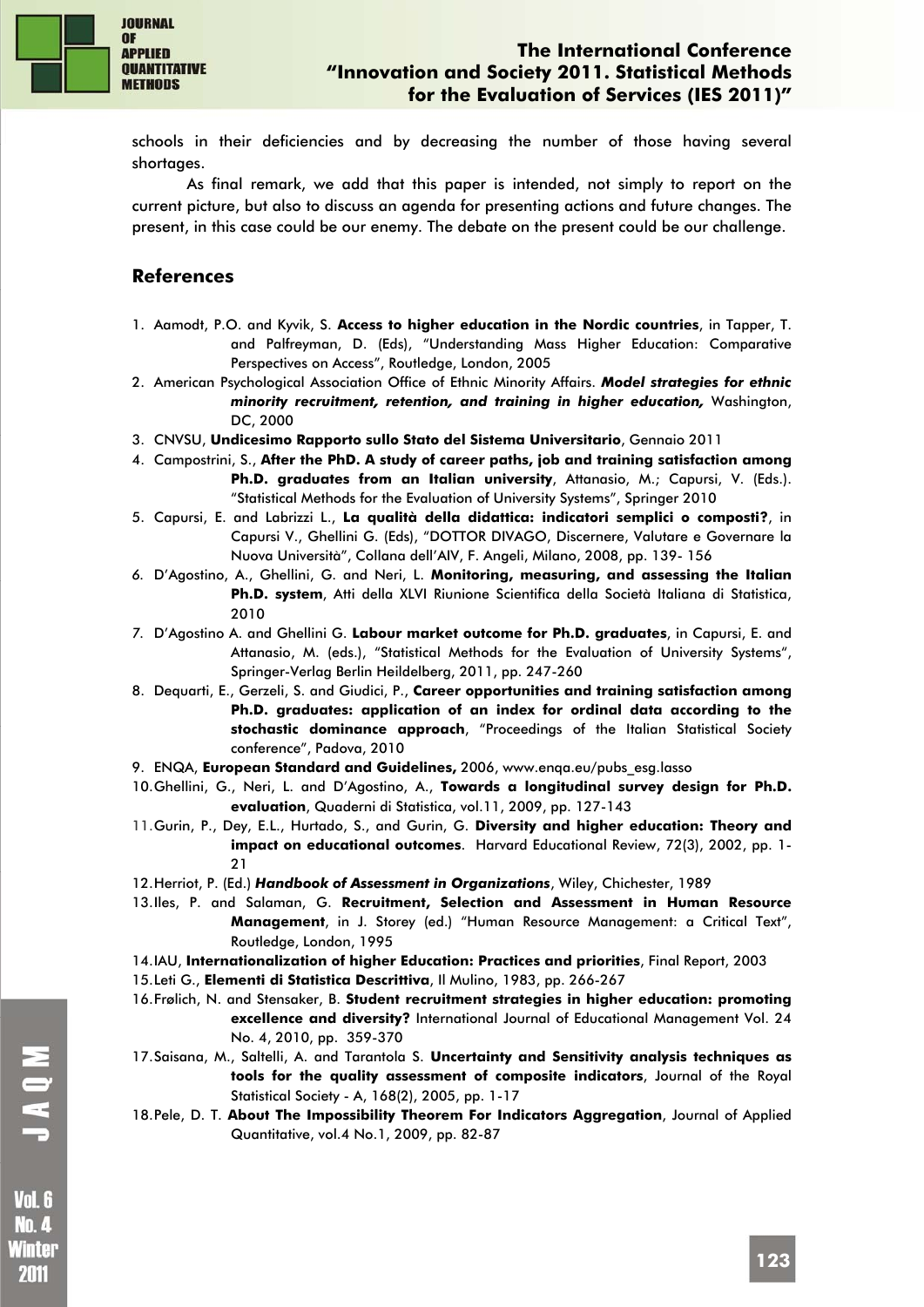schools in their deficiencies and by decreasing the number of those having several shortages.

As final remark, we add that this paper is intended, not simply to report on the current picture, but also to discuss an agenda for presenting actions and future changes. The present, in this case could be our enemy. The debate on the present could be our challenge.

## References

1. Aamodt, P.O. and Kyvik, S. **Access to higher education in the Nordic countries**, in Tapper, T. and Palfreyman, D. (Eds), "Understanding Mass Higher Education: Comparative Perspectives on Access", Routledge, London, 2005
2. American Psychological Association Office of Ethnic Minority Affairs. ***Model strategies for ethnic minority recruitment, retention, and training in higher education,*** Washington, DC, 2000
3. CNVSU, **Undicesimo Rapporto sullo Stato del Sistema Universitario**, Gennaio 2011
4. Campostrini, S., **After the PhD. A study of career paths, job and training satisfaction among Ph.D. graduates from an Italian university**, Attanasio, M.; Capursi, V. (Eds.). "Statistical Methods for the Evaluation of University Systems", Springer 2010
5. Capursi, E. and Labrizzi L., **La qualità della didattica: indicatori semplici o composti?**, in Capursi V., Ghellini G. (Eds), "DOTTOR DIVAGO, Discernere, Valutare e Governare la Nuova Università", Collana dell'AIV, F. Angeli, Milano, 2008, pp. 139- 156
6. D'Agostino, A., Ghellini, G. and Neri, L. **Monitoring, measuring, and assessing the Italian Ph.D. system**, Atti della XLVI Riunione Scientifica della Società Italiana di Statistica, 2010
7. D'Agostino A. and Ghellini G. **Labour market outcome for Ph.D. graduates**, in Capursi, E. and Attanasio, M. (eds.), "Statistical Methods for the Evaluation of University Systems", Springer-Verlag Berlin Heildelberg, 2011, pp. 247-260
8. Dequarti, E., Gerzeli, S. and Giudici, P., **Career opportunities and training satisfaction among Ph.D. graduates: application of an index for ordinal data according to the stochastic dominance approach**, "Proceedings of the Italian Statistical Society conference", Padova, 2010
9. ENQA, **European Standard and Guidelines,** 2006, www.enqa.eu/pubs_esg.lasso
10. Ghellini, G., Neri, L. and D'Agostino, A., **Towards a longitudinal survey design for Ph.D. evaluation**, Quaderni di Statistica, vol.11, 2009, pp. 127-143
11. Gurin, P., Dey, E.L., Hurtado, S., and Gurin, G. **Diversity and higher education: Theory and impact on educational outcomes**. Harvard Educational Review, 72(3), 2002, pp. 1-21
12. Herriot, P. (Ed.) ***Handbook of Assessment in Organizations***, Wiley, Chichester, 1989
13. Iles, P. and Salaman, G. **Recruitment, Selection and Assessment in Human Resource Management**, in J. Storey (ed.) "Human Resource Management: a Critical Text", Routledge, London, 1995
14. IAU, **Internationalization of higher Education: Practices and priorities**, Final Report, 2003
15. Leti G., **Elementi di Statistica Descrittiva**, Il Mulino, 1983, pp. 266-267
16. Frølich, N. and Stensaker, B. **Student recruitment strategies in higher education: promoting excellence and diversity?** International Journal of Educational Management Vol. 24 No. 4, 2010, pp. 359-370
17. Saisana, M., Saltelli, A. and Tarantola S. **Uncertainty and Sensitivity analysis techniques as tools for the quality assessment of composite indicators**, Journal of the Royal Statistical Society - A, 168(2), 2005, pp. 1-17
18. Pele, D. T. **About The Impossibility Theorem For Indicators Aggregation**, Journal of Applied Quantitative, vol.4 No.1, 2009, pp. 82-87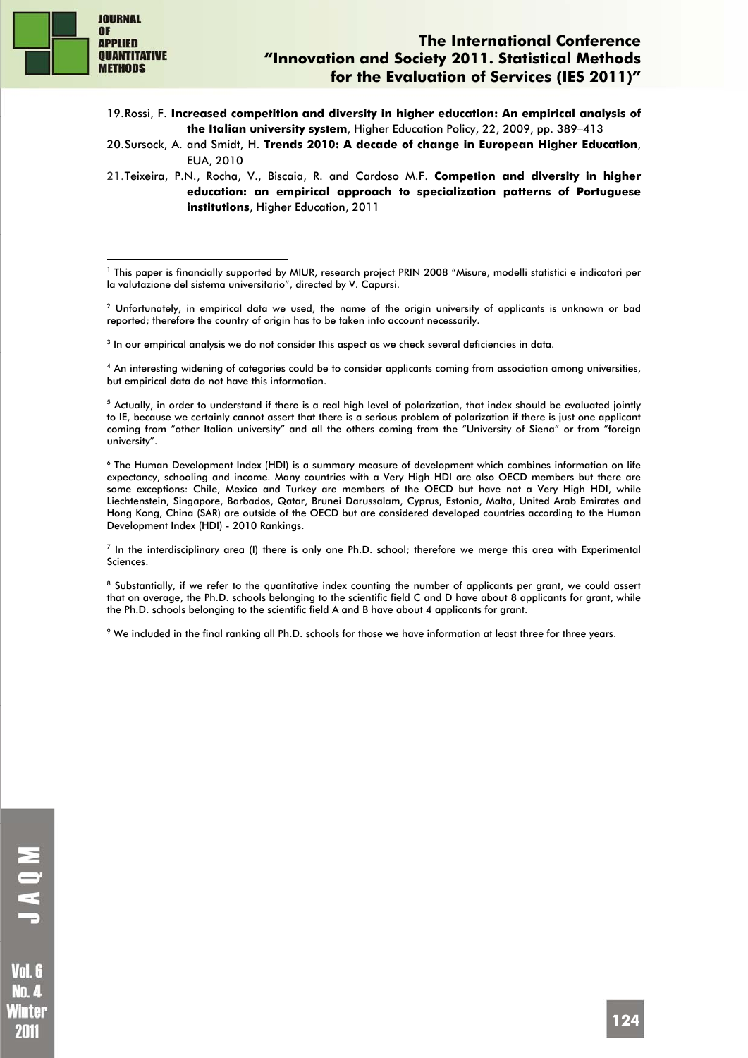19. Rossi, F. **Increased competition and diversity in higher education: An empirical analysis of the Italian university system**, Higher Education Policy, 22, 2009, pp. 389–413
20. Sursock, A. and Smidt, H. **Trends 2010: A decade of change in European Higher Education**, EUA, 2010
21. Teixeira, P.N., Rocha, V., Biscaia, R. and Cardoso M.F. **Competion and diversity in higher education: an empirical approach to specialization patterns of Portuguese institutions**, Higher Education, 2011

---

[1] This paper is financially supported by MIUR, research project PRIN 2008 "Misure, modelli statistici e indicatori per la valutazione del sistema universitario", directed by V. Capursi.

[2] Unfortunately, in empirical data we used, the name of the origin university of applicants is unknown or bad reported; therefore the country of origin has to be taken into account necessarily.

[3] In our empirical analysis we do not consider this aspect as we check several deficiencies in data.

[4] An interesting widening of categories could be to consider applicants coming from association among universities, but empirical data do not have this information.

[5] Actually, in order to understand if there is a real high level of polarization, that index should be evaluated jointly to IE, because we certainly cannot assert that there is a serious problem of polarization if there is just one applicant coming from "other Italian university" and all the others coming from the "University of Siena" or from "foreign university".

[6] The Human Development Index (HDI) is a summary measure of development which combines information on life expectancy, schooling and income. Many countries with a Very High HDI are also OECD members but there are some exceptions: Chile, Mexico and Turkey are members of the OECD but have not a Very High HDI, while Liechtenstein, Singapore, Barbados, Qatar, Brunei Darussalam, Cyprus, Estonia, Malta, United Arab Emirates and Hong Kong, China (SAR) are outside of the OECD but are considered developed countries according to the Human Development Index (HDI) - 2010 Rankings.

[7] In the interdisciplinary area (I) there is only one Ph.D. school; therefore we merge this area with Experimental Sciences.

[8] Substantially, if we refer to the quantitative index counting the number of applicants per grant, we could assert that on average, the Ph.D. schools belonging to the scientific field C and D have about 8 applicants for grant, while the Ph.D. schools belonging to the scientific field A and B have about 4 applicants for grant.

[9] We included in the final ranking all Ph.D. schools for those we have information at least three for three years.